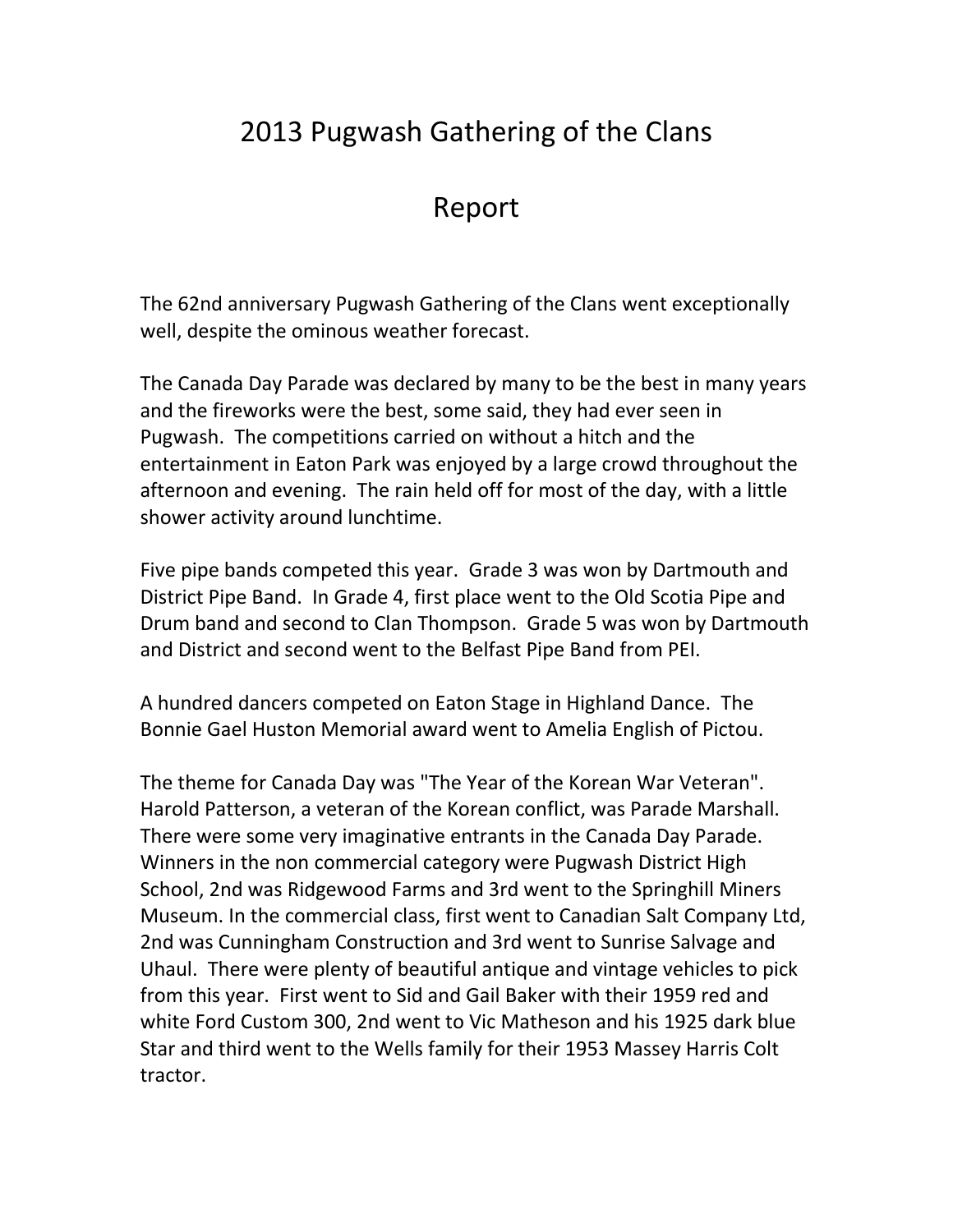# 2013 Pugwash Gathering of the Clans

# Report

The 62nd anniversary Pugwash Gathering of the Clans went exceptionally well, despite the ominous weather forecast.

The Canada Day Parade was declared by many to be the best in many years and the fireworks were the best, some said, they had ever seen in Pugwash. The competitions carried on without a hitch and the entertainment in Eaton Park was enjoyed by a large crowd throughout the afternoon and evening. The rain held off for most of the day, with a little shower activity around lunchtime.

Five pipe bands competed this year. Grade 3 was won by Dartmouth and District Pipe Band. In Grade 4, first place went to the Old Scotia Pipe and Drum band and second to Clan Thompson. Grade 5 was won by Dartmouth and District and second went to the Belfast Pipe Band from PEI.

A hundred dancers competed on Eaton Stage in Highland Dance. The Bonnie Gael Huston Memorial award went to Amelia English of Pictou.

The theme for Canada Day was "The Year of the Korean War Veteran". Harold Patterson, a veteran of the Korean conflict, was Parade Marshall. There were some very imaginative entrants in the Canada Day Parade. Winners in the non commercial category were Pugwash District High School, 2nd was Ridgewood Farms and 3rd went to the Springhill Miners Museum. In the commercial class, first went to Canadian Salt Company Ltd, 2nd was Cunningham Construction and 3rd went to Sunrise Salvage and Uhaul. There were plenty of beautiful antique and vintage vehicles to pick from this year. First went to Sid and Gail Baker with their 1959 red and white Ford Custom 300, 2nd went to Vic Matheson and his 1925 dark blue Star and third went to the Wells family for their 1953 Massey Harris Colt tractor.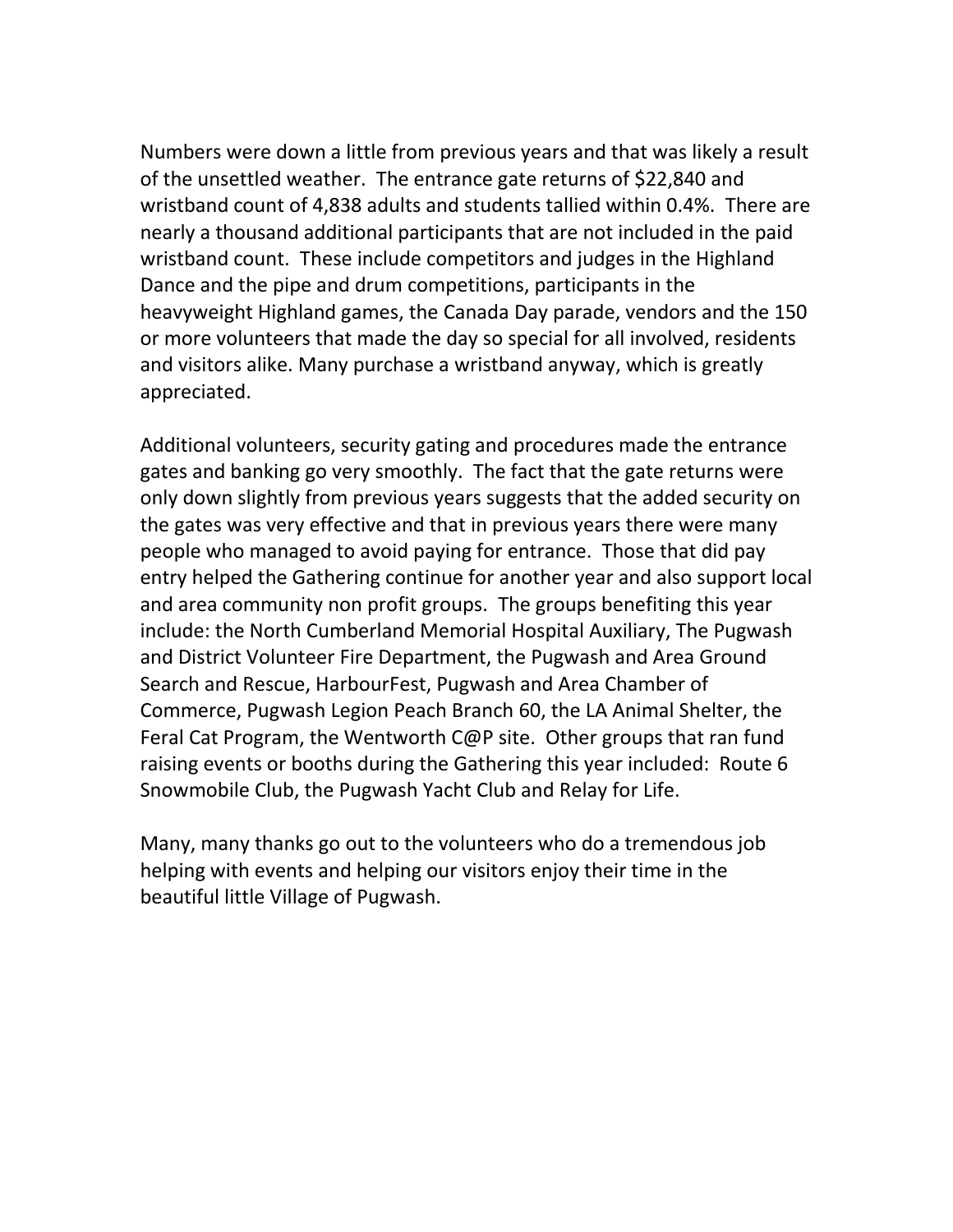Numbers were down a little from previous years and that was likely a result of the unsettled weather. The entrance gate returns of $22,840 and wristband count of 4,838 adults and students tallied within 0.4%. There are nearly a thousand additional participants that are not included in the paid wristband count. These include competitors and judges in the Highland Dance and the pipe and drum competitions, participants in the heavyweight Highland games, the Canada Day parade, vendors and the 150 or more volunteers that made the day so special for all involved, residents and visitors alike. Many purchase a wristband anyway, which is greatly appreciated.

Additional volunteers, security gating and procedures made the entrance gates and banking go very smoothly. The fact that the gate returns were only down slightly from previous years suggests that the added security on the gates was very effective and that in previous years there were many people who managed to avoid paying for entrance. Those that did pay entry helped the Gathering continue for another year and also support local and area community non profit groups. The groups benefiting this year include: the North Cumberland Memorial Hospital Auxiliary, The Pugwash and District Volunteer Fire Department, the Pugwash and Area Ground Search and Rescue, HarbourFest, Pugwash and Area Chamber of Commerce, Pugwash Legion Peach Branch 60, the LA Animal Shelter, the Feral Cat Program, the Wentworth C@P site. Other groups that ran fund raising events or booths during the Gathering this year included: Route 6 Snowmobile Club, the Pugwash Yacht Club and Relay for Life.

Many, many thanks go out to the volunteers who do a tremendous job helping with events and helping our visitors enjoy their time in the beautiful little Village of Pugwash.